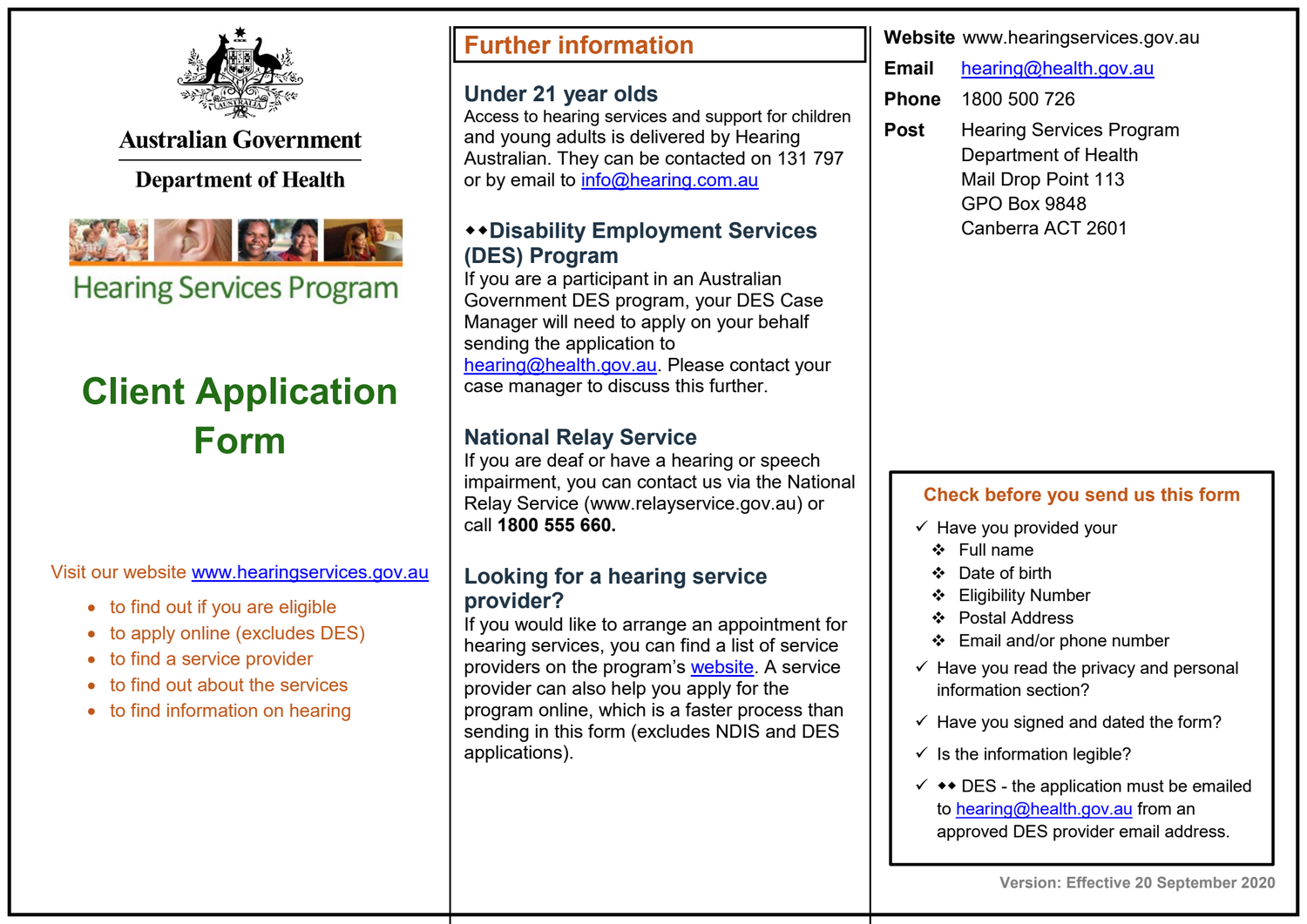Australian Government

Department of Health

Hearing Services Program

# Client Application Form

Visit our website www.hearingservices.gov.au

- to find out if you are eligible
- to apply online (excludes DES)
- to find a service provider
- to find out about the services
- to find information on hearing

## Further information

### Under 21 year olds

Access to hearing services and support for children and young adults is delivered by Hearing Australian. They can be contacted on 131 797 or by email to info@hearing.com.au

### ◆◆Disability Employment Services (DES) Program

If you are a participant in an Australian Government DES program, your DES Case Manager will need to apply on your behalf sending the application to hearing@health.gov.au. Please contact your case manager to discuss this further.

### National Relay Service

If you are deaf or have a hearing or speech impairment, you can contact us via the National Relay Service (www.relayservice.gov.au) or call **1800 555 660.**

### Looking for a hearing service provider?

If you would like to arrange an appointment for hearing services, you can find a list of service providers on the program's website. A service provider can also help you apply for the program online, which is a faster process than sending in this form (excludes NDIS and DES applications).

**Website** www.hearingservices.gov.au

**Email** hearing@health.gov.au

**Phone** 1800 500 726

**Post** Hearing Services Program
Department of Health
Mail Drop Point 113
GPO Box 9848
Canberra ACT 2601

### Check before you send us this form

- ✓ Have you provided your
  - ❖ Full name
  - ❖ Date of birth
  - ❖ Eligibility Number
  - ❖ Postal Address
  - ❖ Email and/or phone number
- ✓ Have you read the privacy and personal information section?
- ✓ Have you signed and dated the form?
- ✓ Is the information legible?
- ✓ ◆◆ DES - the application must be emailed to hearing@health.gov.au from an approved DES provider email address.

Version: Effective 20 September 2020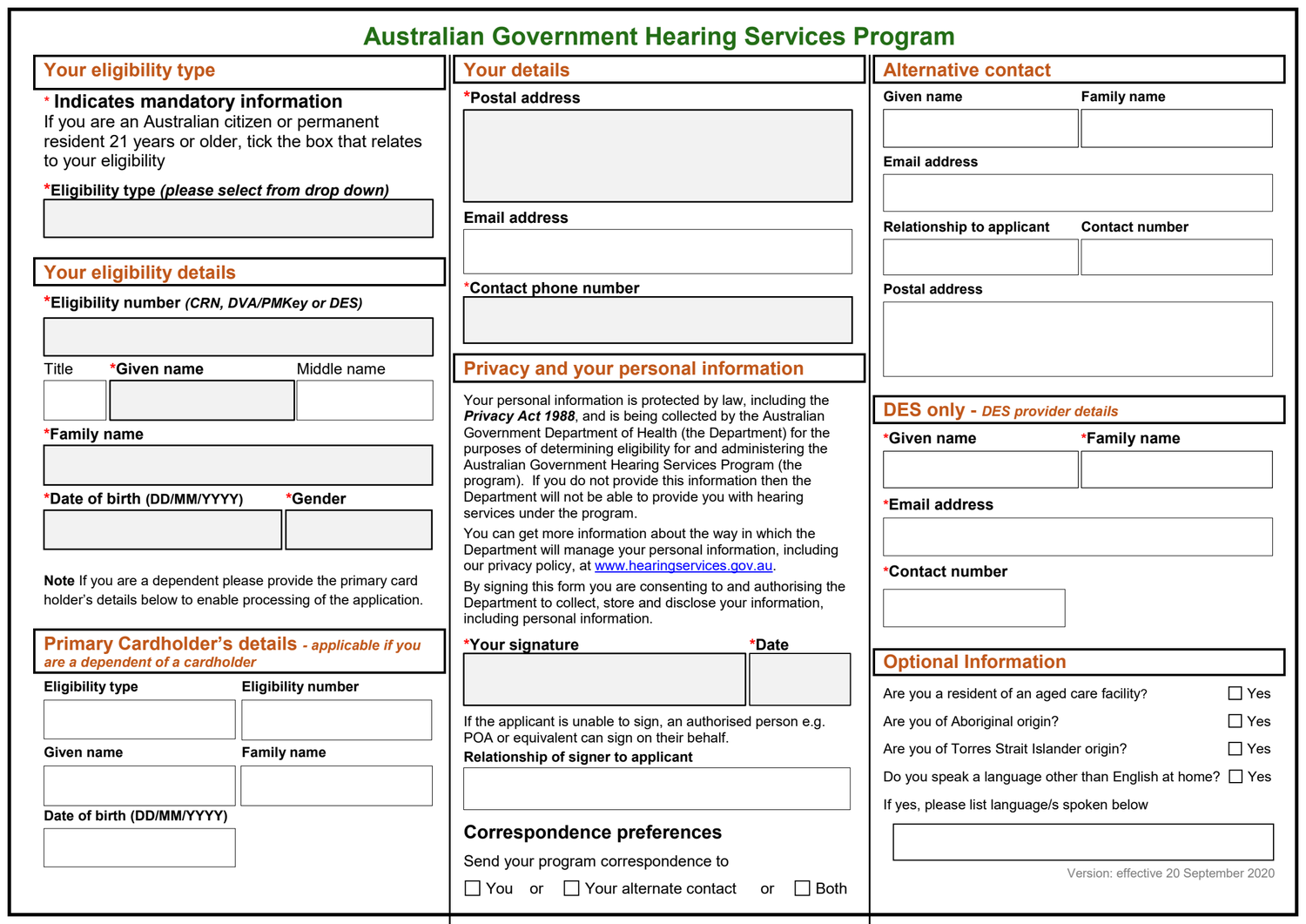# Australian Government Hearing Services Program

## Your eligibility type

\* **Indicates mandatory information**

If you are an Australian citizen or permanent resident 21 years or older, tick the box that relates to your eligibility

\***Eligibility type** ***(please select from drop down)***

## Your eligibility details

\***Eligibility number** ***(CRN, DVA/PMKey or DES)***

Title | \***Given name** | Middle name

\***Family name**

\***Date of birth (DD/MM/YYYY)** | \***Gender**

**Note** If you are a dependent please provide the primary card holder's details below to enable processing of the application.

## Primary Cardholder's details - *applicable if you are a dependent of a cardholder*

**Eligibility type** | **Eligibility number**

**Given name** | **Family name**

**Date of birth (DD/MM/YYYY)**

## Your details

\***Postal address**

**Email address**

\***Contact phone number**

## Privacy and your personal information

Your personal information is protected by law, including the ***Privacy Act 1988***, and is being collected by the Australian Government Department of Health (the Department) for the purposes of determining eligibility for and administering the Australian Government Hearing Services Program (the program). If you do not provide this information then the Department will not be able to provide you with hearing services under the program.

You can get more information about the way in which the Department will manage your personal information, including our privacy policy, at www.hearingservices.gov.au.

By signing this form you are consenting to and authorising the Department to collect, store and disclose your information, including personal information.

\***Your signature** | \***Date**

If the applicant is unable to sign, an authorised person e.g. POA or equivalent can sign on their behalf.

**Relationship of signer to applicant**

### Correspondence preferences

Send your program correspondence to

☐ You or ☐ Your alternate contact or ☐ Both

## Alternative contact

**Given name** | **Family name**

**Email address**

**Relationship to applicant** | **Contact number**

**Postal address**

## DES only - *DES provider details*

\***Given name** | \***Family name**

\***Email address**

\***Contact number**

## Optional Information

Are you a resident of an aged care facility? ☐ Yes

Are you of Aboriginal origin? ☐ Yes

Are you of Torres Strait Islander origin? ☐ Yes

Do you speak a language other than English at home? ☐ Yes

If yes, please list language/s spoken below

Version: effective 20 September 2020